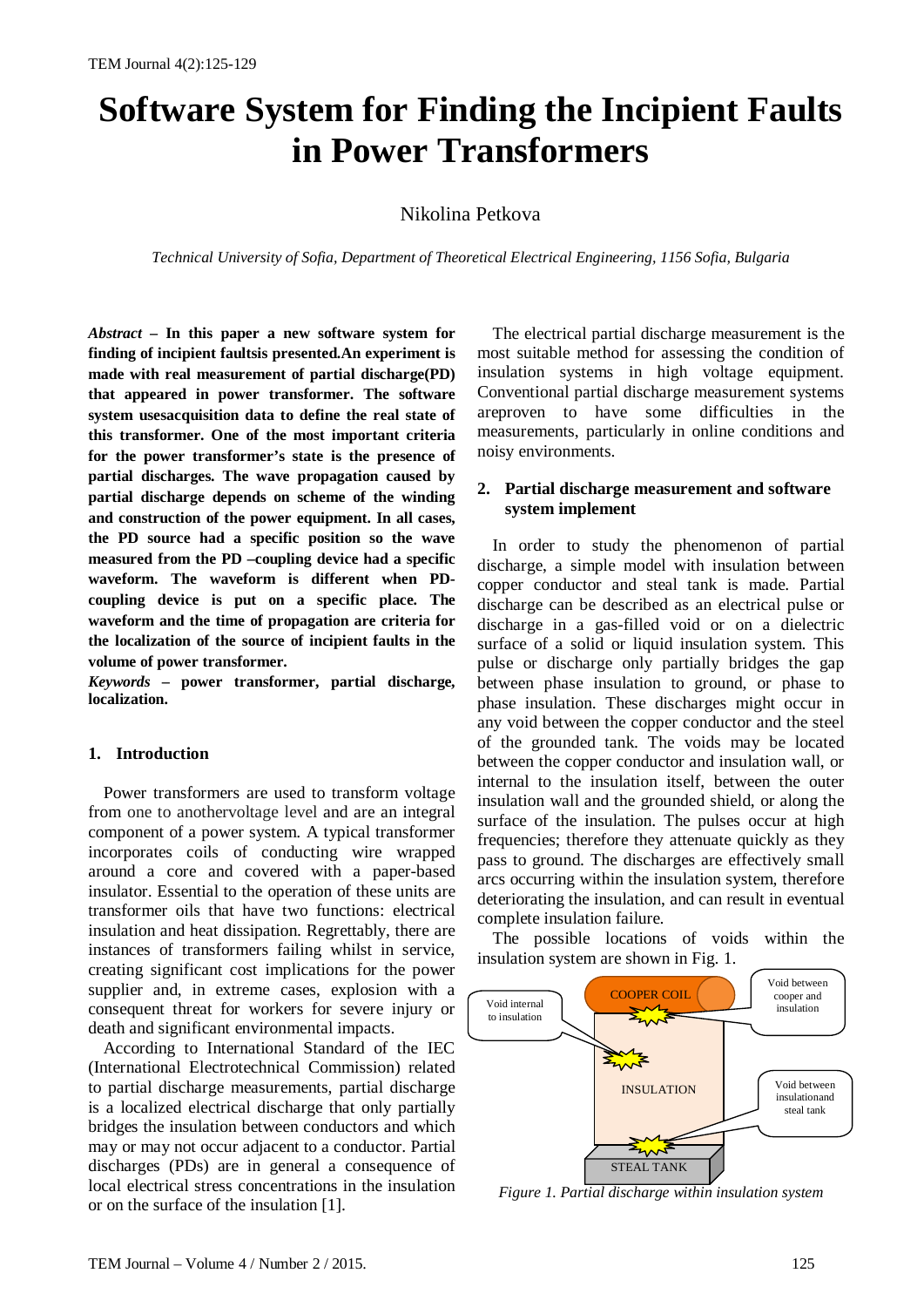# Software System for Finding the Incipient Faults in Power Transformers

Nikolina Petkova

*Technical University of Sofia, Department of Theoretical Electrical Engineering, 1156 Sofia, Bulgaria*

***Abstract*** **– In this paper a new software system for finding of incipient faultsis presented.An experiment is made with real measurement of partial discharge(PD) that appeared in power transformer. The software system usesacquisition data to define the real state of this transformer. One of the most important criteria for the power transformer's state is the presence of partial discharges. The wave propagation caused by partial discharge depends on scheme of the winding and construction of the power equipment. In all cases, the PD source had a specific position so the wave measured from the PD –coupling device had a specific waveform. The waveform is different when PD-coupling device is put on a specific place. The waveform and the time of propagation are criteria for the localization of the source of incipient faults in the volume of power transformer.**

***Keywords*** **– power transformer, partial discharge, localization.**

## 1. Introduction

Power transformers are used to transform voltage from one to anothervoltage level and are an integral component of a power system. A typical transformer incorporates coils of conducting wire wrapped around a core and covered with a paper-based insulator. Essential to the operation of these units are transformer oils that have two functions: electrical insulation and heat dissipation. Regrettably, there are instances of transformers failing whilst in service, creating significant cost implications for the power supplier and, in extreme cases, explosion with a consequent threat for workers for severe injury or death and significant environmental impacts.

According to International Standard of the IEC (International Electrotechnical Commission) related to partial discharge measurements, partial discharge is a localized electrical discharge that only partially bridges the insulation between conductors and which may or may not occur adjacent to a conductor. Partial discharges (PDs) are in general a consequence of local electrical stress concentrations in the insulation or on the surface of the insulation [1].

The electrical partial discharge measurement is the most suitable method for assessing the condition of insulation systems in high voltage equipment. Conventional partial discharge measurement systems areproven to have some difficulties in the measurements, particularly in online conditions and noisy environments.

## 2. Partial discharge measurement and software system implement

In order to study the phenomenon of partial discharge, a simple model with insulation between copper conductor and steal tank is made. Partial discharge can be described as an electrical pulse or discharge in a gas-filled void or on a dielectric surface of a solid or liquid insulation system. This pulse or discharge only partially bridges the gap between phase insulation to ground, or phase to phase insulation. These discharges might occur in any void between the copper conductor and the steel of the grounded tank. The voids may be located between the copper conductor and insulation wall, or internal to the insulation itself, between the outer insulation wall and the grounded shield, or along the surface of the insulation. The pulses occur at high frequencies; therefore they attenuate quickly as they pass to ground. The discharges are effectively small arcs occurring within the insulation system, therefore deteriorating the insulation, and can result in eventual complete insulation failure.

The possible locations of voids within the insulation system are shown in Fig. 1.

COOPER COIL | Void internal to insulation | Void between cooper and insulation | INSULATION | Void between insulationand steal tank | STEAL TANK

*Figure 1. Partial discharge within insulation system*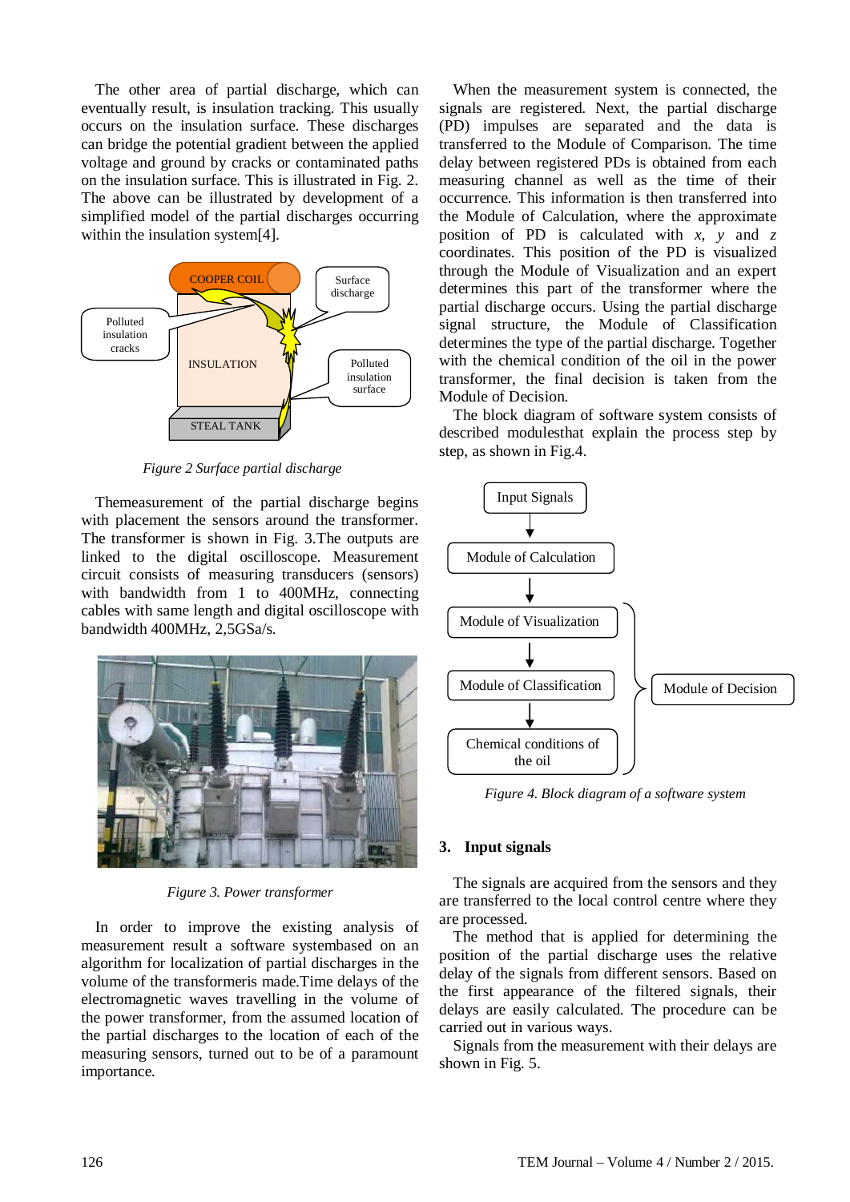The other area of partial discharge, which can eventually result, is insulation tracking. This usually occurs on the insulation surface. These discharges can bridge the potential gradient between the applied voltage and ground by cracks or contaminated paths on the insulation surface. This is illustrated in Fig. 2. The above can be illustrated by development of a simplified model of the partial discharges occurring within the insulation system[4].

*Figure 2 Surface partial discharge*

Themeasurement of the partial discharge begins with placement the sensors around the transformer. The transformer is shown in Fig. 3.The outputs are linked to the digital oscilloscope. Measurement circuit consists of measuring transducers (sensors) with bandwidth from 1 to 400MHz, connecting cables with same length and digital oscilloscope with bandwidth 400MHz, 2,5GSa/s.

*Figure 3. Power transformer*

In order to improve the existing analysis of measurement result a software systembased on an algorithm for localization of partial discharges in the volume of the transformeris made.Time delays of the electromagnetic waves travelling in the volume of the power transformer, from the assumed location of the partial discharges to the location of each of the measuring sensors, turned out to be of a paramount importance.

When the measurement system is connected, the signals are registered. Next, the partial discharge (PD) impulses are separated and the data is transferred to the Module of Comparison. The time delay between registered PDs is obtained from each measuring channel as well as the time of their occurrence. This information is then transferred into the Module of Calculation, where the approximate position of PD is calculated with $x$, $y$ and $z$ coordinates. This position of the PD is visualized through the Module of Visualization and an expert determines this part of the transformer where the partial discharge occurs. Using the partial discharge signal structure, the Module of Classification determines the type of the partial discharge. Together with the chemical condition of the oil in the power transformer, the final decision is taken from the Module of Decision.

The block diagram of software system consists of described modulesthat explain the process step by step, as shown in Fig.4.

*Figure 4. Block diagram of a software system*

## 3. Input signals

The signals are acquired from the sensors and they are transferred to the local control centre where they are processed.

The method that is applied for determining the position of the partial discharge uses the relative delay of the signals from different sensors. Based on the first appearance of the filtered signals, their delays are easily calculated. The procedure can be carried out in various ways.

Signals from the measurement with their delays are shown in Fig. 5.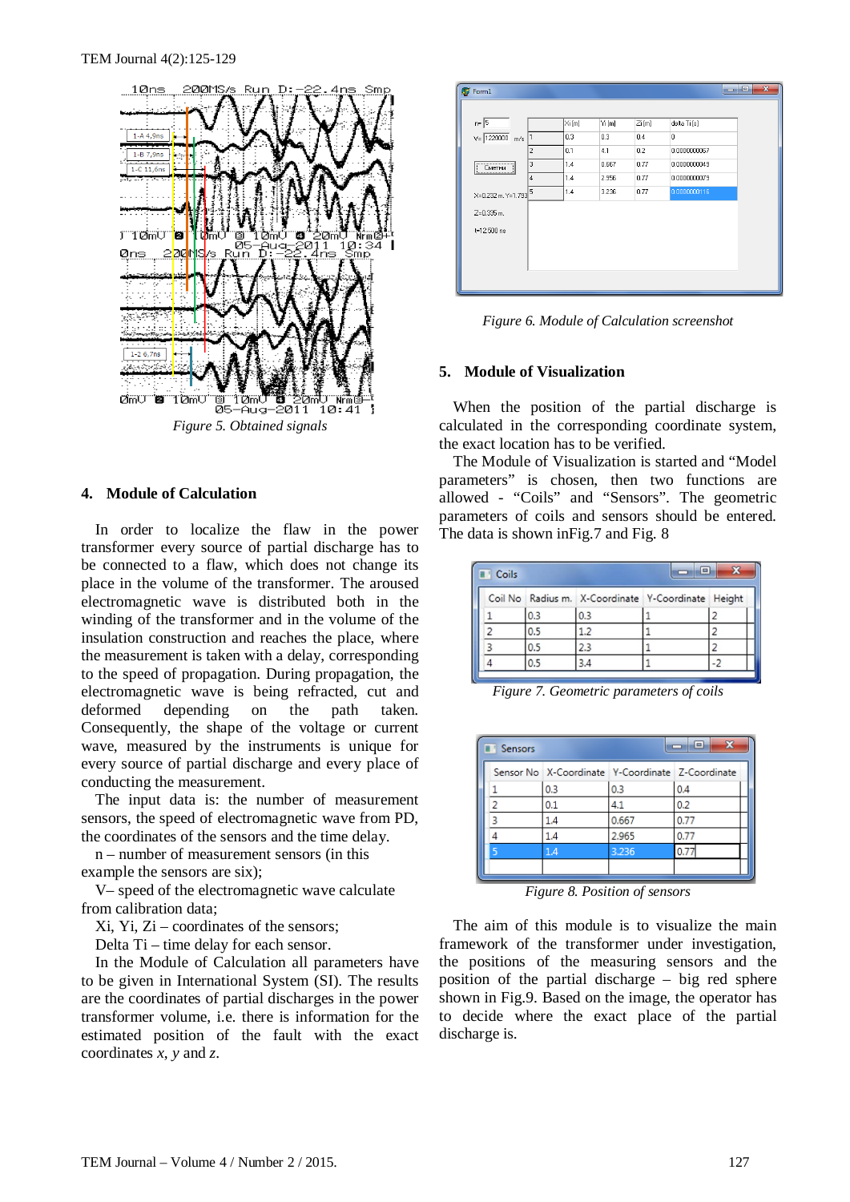Figure 5. Obtained signals

## 4. Module of Calculation

In order to localize the flaw in the power transformer every source of partial discharge has to be connected to a flaw, which does not change its place in the volume of the transformer. The aroused electromagnetic wave is distributed both in the winding of the transformer and in the volume of the insulation construction and reaches the place, where the measurement is taken with a delay, corresponding to the speed of propagation. During propagation, the electromagnetic wave is being refracted, cut and deformed depending on the path taken. Consequently, the shape of the voltage or current wave, measured by the instruments is unique for every source of partial discharge and every place of conducting the measurement.

The input data is: the number of measurement sensors, the speed of electromagnetic wave from PD, the coordinates of the sensors and the time delay.

n – number of measurement sensors (in this example the sensors are six);

V– speed of the electromagnetic wave calculate from calibration data;

Xi, Yi, Zi – coordinates of the sensors;

Delta Ti – time delay for each sensor.

In the Module of Calculation all parameters have to be given in International System (SI). The results are the coordinates of partial discharges in the power transformer volume, i.e. there is information for the estimated position of the fault with the exact coordinates *x*, *y* and *z*.

Figure 6. Module of Calculation screenshot

## 5. Module of Visualization

When the position of the partial discharge is calculated in the corresponding coordinate system, the exact location has to be verified.

The Module of Visualization is started and “Model parameters” is chosen, then two functions are allowed - “Coils” and “Sensors”. The geometric parameters of coils and sensors should be entered. The data is shown inFig.7 and Fig. 8

| Coil No | Radius m. | X-Coordinate | Y-Coordinate | Height |
|---|---|---|---|---|
| 1 | 0.3 | 0.3 | 1 | 2 |
| 2 | 0.5 | 1.2 | 1 | 2 |
| 3 | 0.5 | 2.3 | 1 | 2 |
| 4 | 0.5 | 3.4 | 1 | -2 |

Figure 7. Geometric parameters of coils

| Sensor No | X-Coordinate | Y-Coordinate | Z-Coordinate |
|---|---|---|---|
| 1 | 0.3 | 0.3 | 0.4 |
| 2 | 0.1 | 4.1 | 0.2 |
| 3 | 1.4 | 0.667 | 0.77 |
| 4 | 1.4 | 2.965 | 0.77 |
| 5 | 1.4 | 3.236 | 0.77 |

Figure 8. Position of sensors

The aim of this module is to visualize the main framework of the transformer under investigation, the positions of the measuring sensors and the position of the partial discharge – big red sphere shown in Fig.9. Based on the image, the operator has to decide where the exact place of the partial discharge is.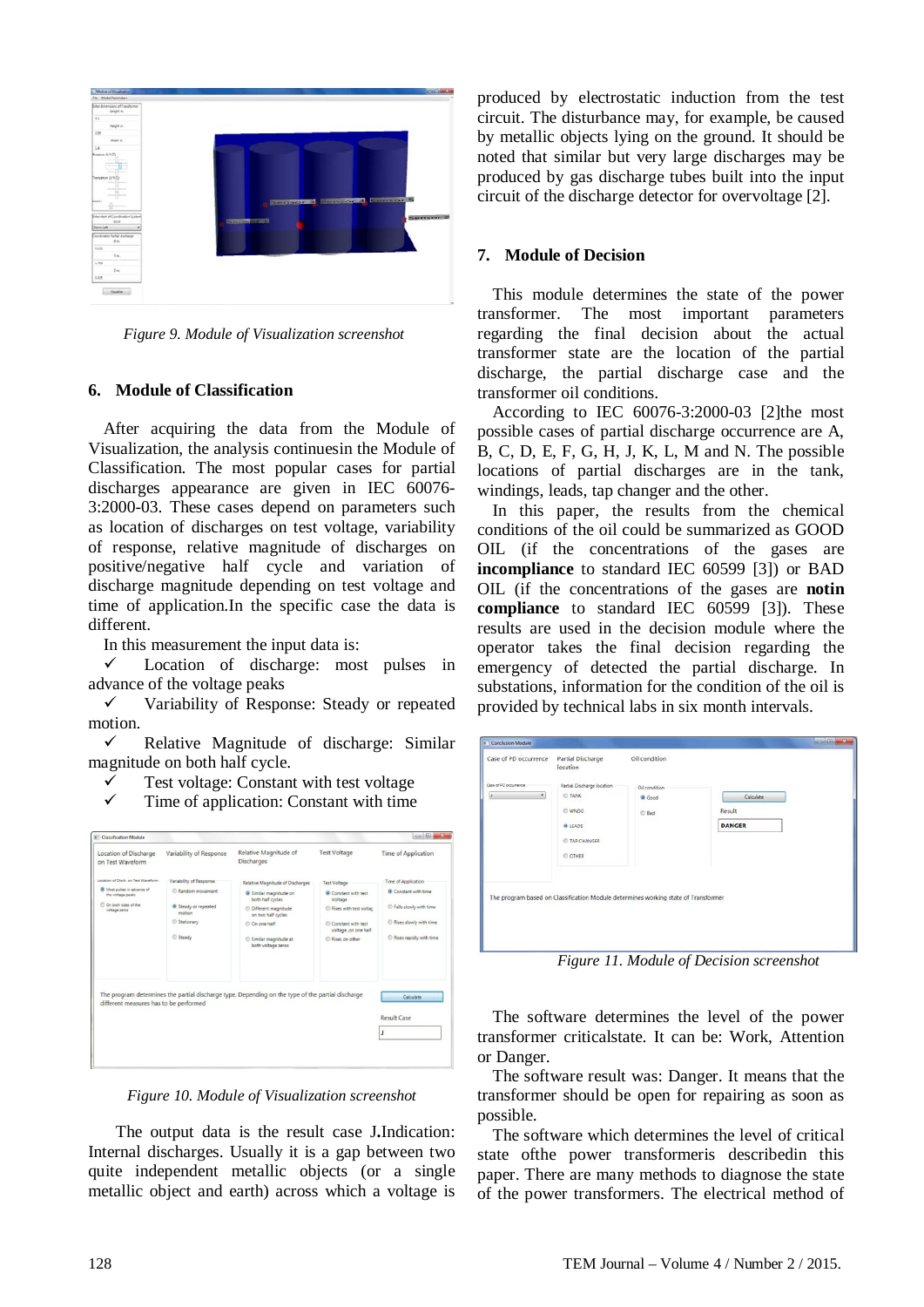Figure 9. Module of Visualization screenshot

## 6. Module of Classification

After acquiring the data from the Module of Visualization, the analysis continuesin the Module of Classification. The most popular cases for partial discharges appearance are given in IEC 60076-3:2000-03. These cases depend on parameters such as location of discharges on test voltage, variability of response, relative magnitude of discharges on positive/negative half cycle and variation of discharge magnitude depending on test voltage and time of application.In the specific case the data is different.

In this measurement the input data is:

- ✓ Location of discharge: most pulses in advance of the voltage peaks
- ✓ Variability of Response: Steady or repeated motion.
- ✓ Relative Magnitude of discharge: Similar magnitude on both half cycle.
- ✓ Test voltage: Constant with test voltage
- ✓ Time of application: Constant with time

Figure 10. Module of Visualization screenshot

The output data is the result case J.Indication: Internal discharges. Usually it is a gap between two quite independent metallic objects (or a single metallic object and earth) across which a voltage is produced by electrostatic induction from the test circuit. The disturbance may, for example, be caused by metallic objects lying on the ground. It should be noted that similar but very large discharges may be produced by gas discharge tubes built into the input circuit of the discharge detector for overvoltage [2].

## 7. Module of Decision

This module determines the state of the power transformer. The most important parameters regarding the final decision about the actual transformer state are the location of the partial discharge, the partial discharge case and the transformer oil conditions.

According to IEC 60076-3:2000-03 [2]the most possible cases of partial discharge occurrence are A, B, C, D, E, F, G, H, J, K, L, M and N. The possible locations of partial discharges are in the tank, windings, leads, tap changer and the other.

In this paper, the results from the chemical conditions of the oil could be summarized as GOOD OIL (if the concentrations of the gases are **incompliance** to standard IEC 60599 [3]) or BAD OIL (if the concentrations of the gases are **notin compliance** to standard IEC 60599 [3]). These results are used in the decision module where the operator takes the final decision regarding the emergency of detected the partial discharge. In substations, information for the condition of the oil is provided by technical labs in six month intervals.

Figure 11. Module of Decision screenshot

The software determines the level of the power transformer criticalstate. It can be: Work, Attention or Danger.

The software result was: Danger. It means that the transformer should be open for repairing as soon as possible.

The software which determines the level of critical state ofthe power transformeris describedin this paper. There are many methods to diagnose the state of the power transformers. The electrical method of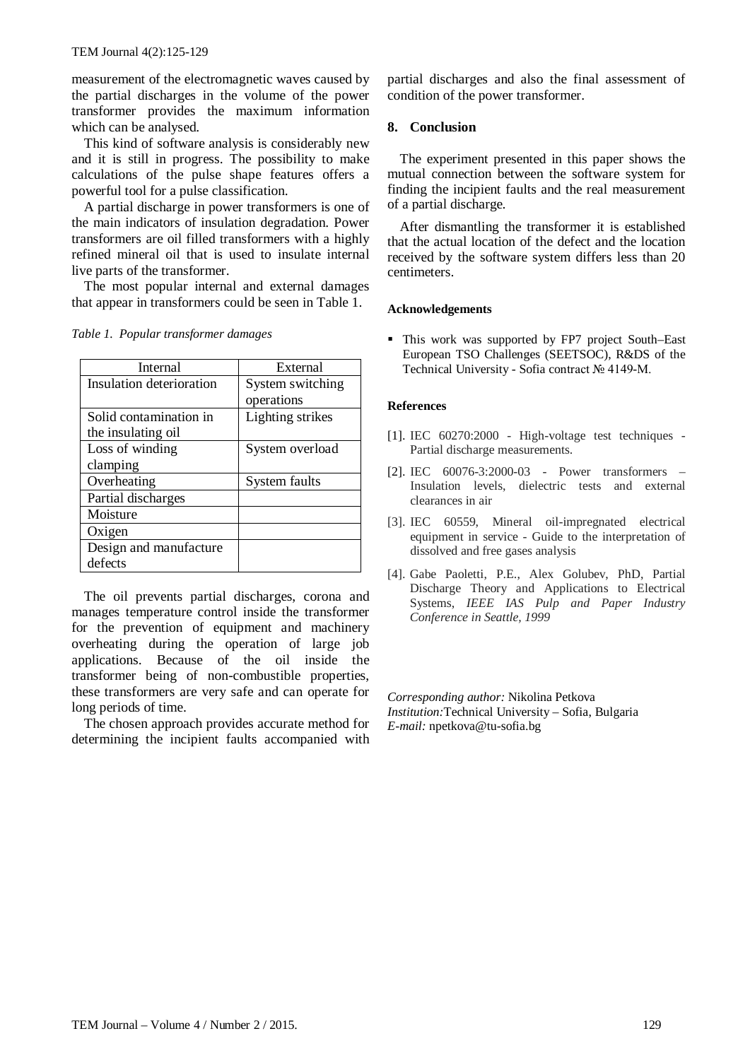measurement of the electromagnetic waves caused by the partial discharges in the volume of the power transformer provides the maximum information which can be analysed.

This kind of software analysis is considerably new and it is still in progress. The possibility to make calculations of the pulse shape features offers a powerful tool for a pulse classification.

A partial discharge in power transformers is one of the main indicators of insulation degradation. Power transformers are oil filled transformers with a highly refined mineral oil that is used to insulate internal live parts of the transformer.

The most popular internal and external damages that appear in transformers could be seen in Table 1.

*Table 1. Popular transformer damages*

| Internal | External |
|---|---|
| Insulation deterioration | System switching operations |
| Solid contamination in the insulating oil | Lighting strikes |
| Loss of winding clamping | System overload |
| Overheating | System faults |
| Partial discharges | |
| Moisture | |
| Oxigen | |
| Design and manufacture defects | |

The oil prevents partial discharges, corona and manages temperature control inside the transformer for the prevention of equipment and machinery overheating during the operation of large job applications. Because of the oil inside the transformer being of non-combustible properties, these transformers are very safe and can operate for long periods of time.

The chosen approach provides accurate method for determining the incipient faults accompanied with partial discharges and also the final assessment of condition of the power transformer.

## 8. Conclusion

The experiment presented in this paper shows the mutual connection between the software system for finding the incipient faults and the real measurement of a partial discharge.

After dismantling the transformer it is established that the actual location of the defect and the location received by the software system differs less than 20 centimeters.

### Acknowledgements

- This work was supported by FP7 project South–East European TSO Challenges (SEETSOC), R&DS of the Technical University - Sofia contract № 4149-M.

### References

[1]. IEC 60270:2000 - High-voltage test techniques - Partial discharge measurements.

[2]. IEC 60076-3:2000-03 - Power transformers – Insulation levels, dielectric tests and external clearances in air

[3]. IEC 60559, Mineral oil-impregnated electrical equipment in service - Guide to the interpretation of dissolved and free gases analysis

[4]. Gabe Paoletti, P.E., Alex Golubev, PhD, Partial Discharge Theory and Applications to Electrical Systems, *IEEE IAS Pulp and Paper Industry Conference in Seattle, 1999*

*Corresponding author:* Nikolina Petkova
*Institution:* Technical University – Sofia, Bulgaria
*E-mail:* npetkova@tu-sofia.bg